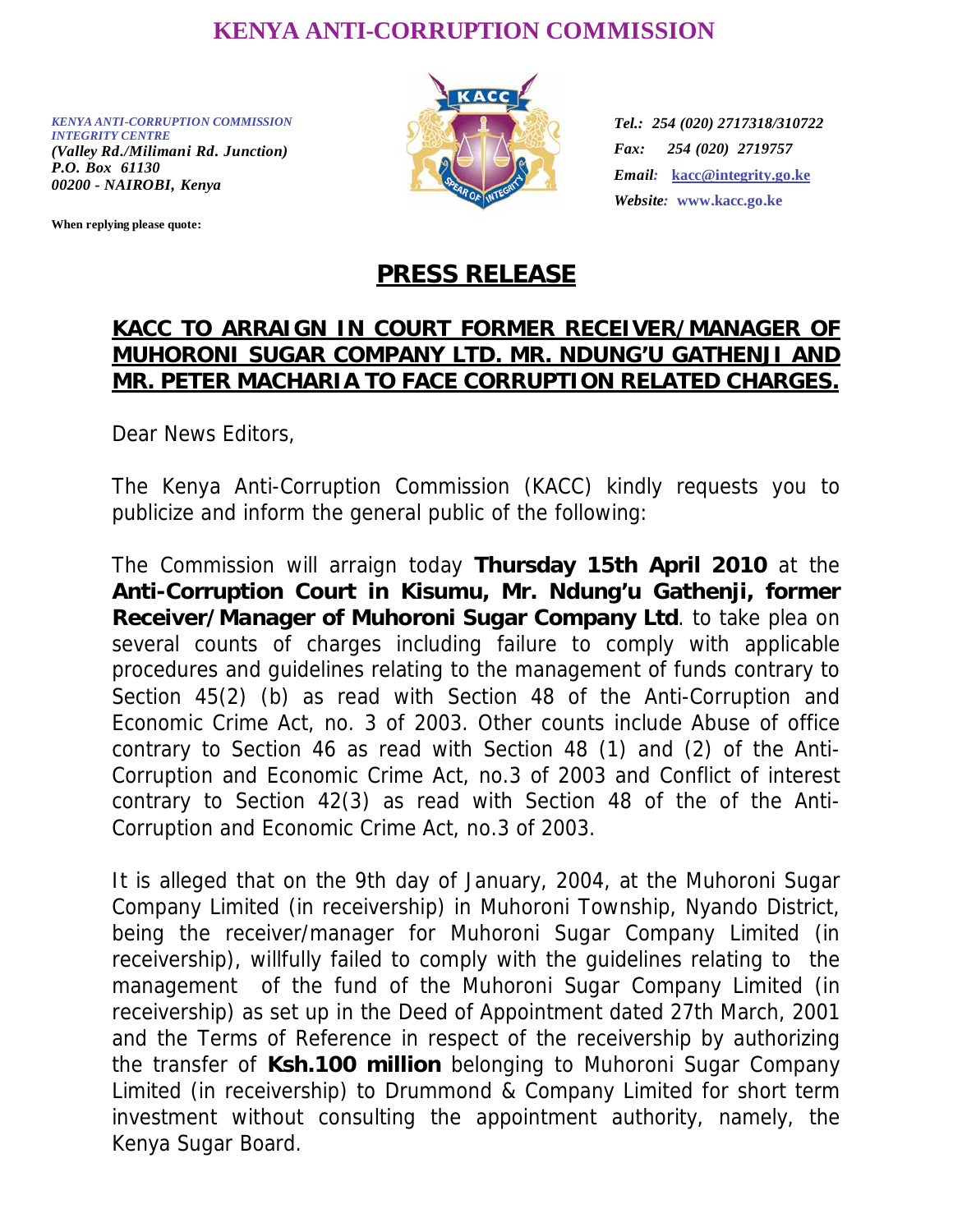# KENYA ANTI-CORRUPTION COMMISSION

*KENYA ANTI-CORRUPTION COMMISSION*
*INTEGRITY CENTRE*
*(Valley Rd./Milimani Rd. Junction)*
*P.O. Box 61130*
*00200 - NAIROBI, Kenya*

**When replying please quote:**

*Tel.: 254 (020) 2717318/310722*
*Fax: 254 (020) 2719757*
*Email: kacc@integrity.go.ke*
*Website: www.kacc.go.ke*

## PRESS RELEASE

### KACC TO ARRAIGN IN COURT FORMER RECEIVER/MANAGER OF MUHORONI SUGAR COMPANY LTD. MR. NDUNG'U GATHENJI AND MR. PETER MACHARIA TO FACE CORRUPTION RELATED CHARGES.

Dear News Editors,

The Kenya Anti-Corruption Commission (KACC) kindly requests you to publicize and inform the general public of the following:

The Commission will arraign today **Thursday 15th April 2010** at the **Anti-Corruption Court in Kisumu, Mr. Ndung'u Gathenji, former Receiver/Manager of Muhoroni Sugar Company Ltd**. to take plea on several counts of charges including failure to comply with applicable procedures and guidelines relating to the management of funds contrary to Section 45(2) (b) as read with Section 48 of the Anti-Corruption and Economic Crime Act, no. 3 of 2003. Other counts include Abuse of office contrary to Section 46 as read with Section 48 (1) and (2) of the Anti-Corruption and Economic Crime Act, no.3 of 2003 and Conflict of interest contrary to Section 42(3) as read with Section 48 of the of the Anti-Corruption and Economic Crime Act, no.3 of 2003.

It is alleged that on the 9th day of January, 2004, at the Muhoroni Sugar Company Limited (in receivership) in Muhoroni Township, Nyando District, being the receiver/manager for Muhoroni Sugar Company Limited (in receivership), willfully failed to comply with the guidelines relating to the management of the fund of the Muhoroni Sugar Company Limited (in receivership) as set up in the Deed of Appointment dated 27th March, 2001 and the Terms of Reference in respect of the receivership by authorizing the transfer of **Ksh.100 million** belonging to Muhoroni Sugar Company Limited (in receivership) to Drummond & Company Limited for short term investment without consulting the appointment authority, namely, the Kenya Sugar Board.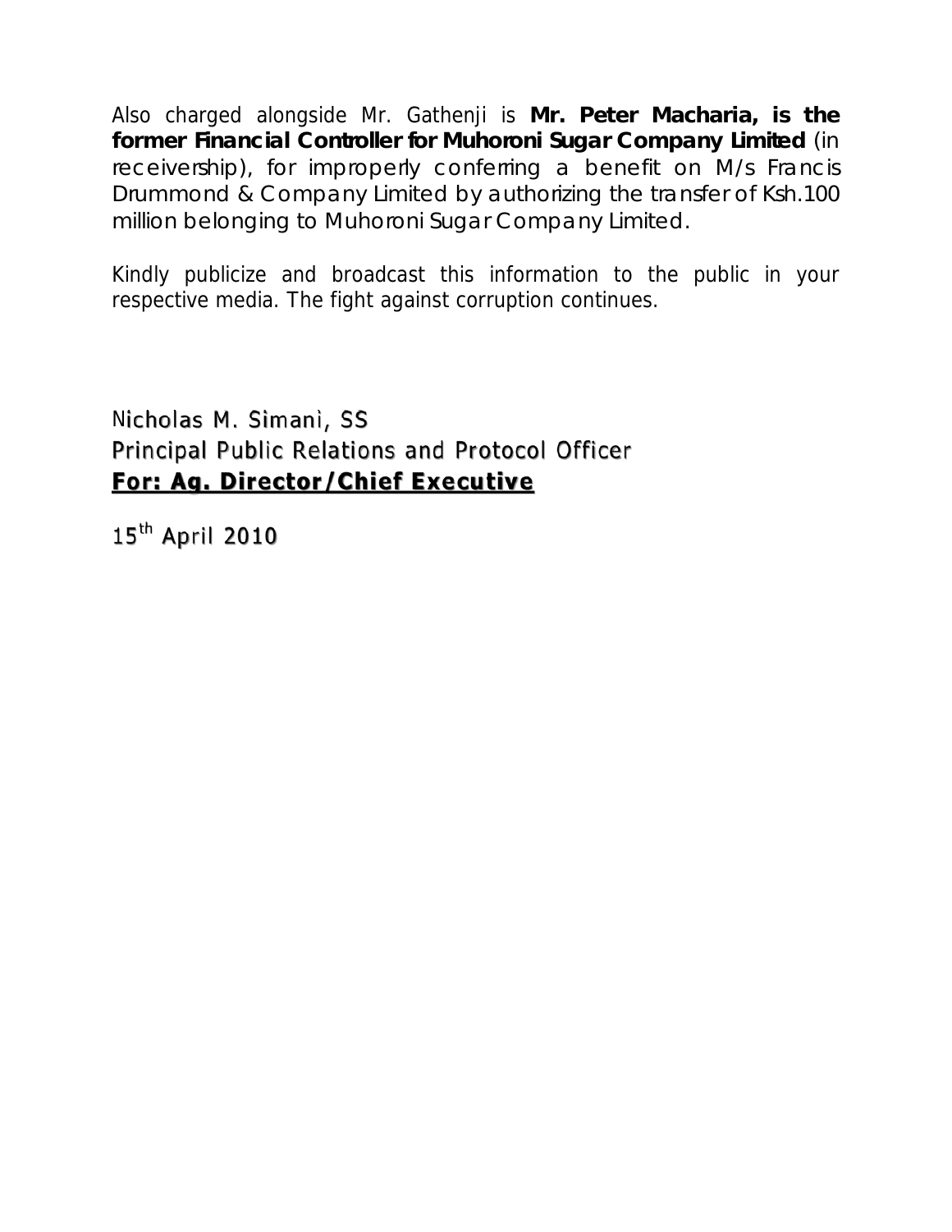Also charged alongside Mr. Gathenji is **Mr. Peter Macharia, is the former Financial Controller for Muhoroni Sugar Company Limited** (in receivership), for improperly conferring a benefit on M/s Francis Drummond & Company Limited by authorizing the transfer of Ksh.100 million belonging to Muhoroni Sugar Company Limited.

Kindly publicize and broadcast this information to the public in your respective media. The fight against corruption continues.

Nicholas M. Simani, SS
Principal Public Relations and Protocol Officer
**For: Ag. Director/Chief Executive**

15th April 2010